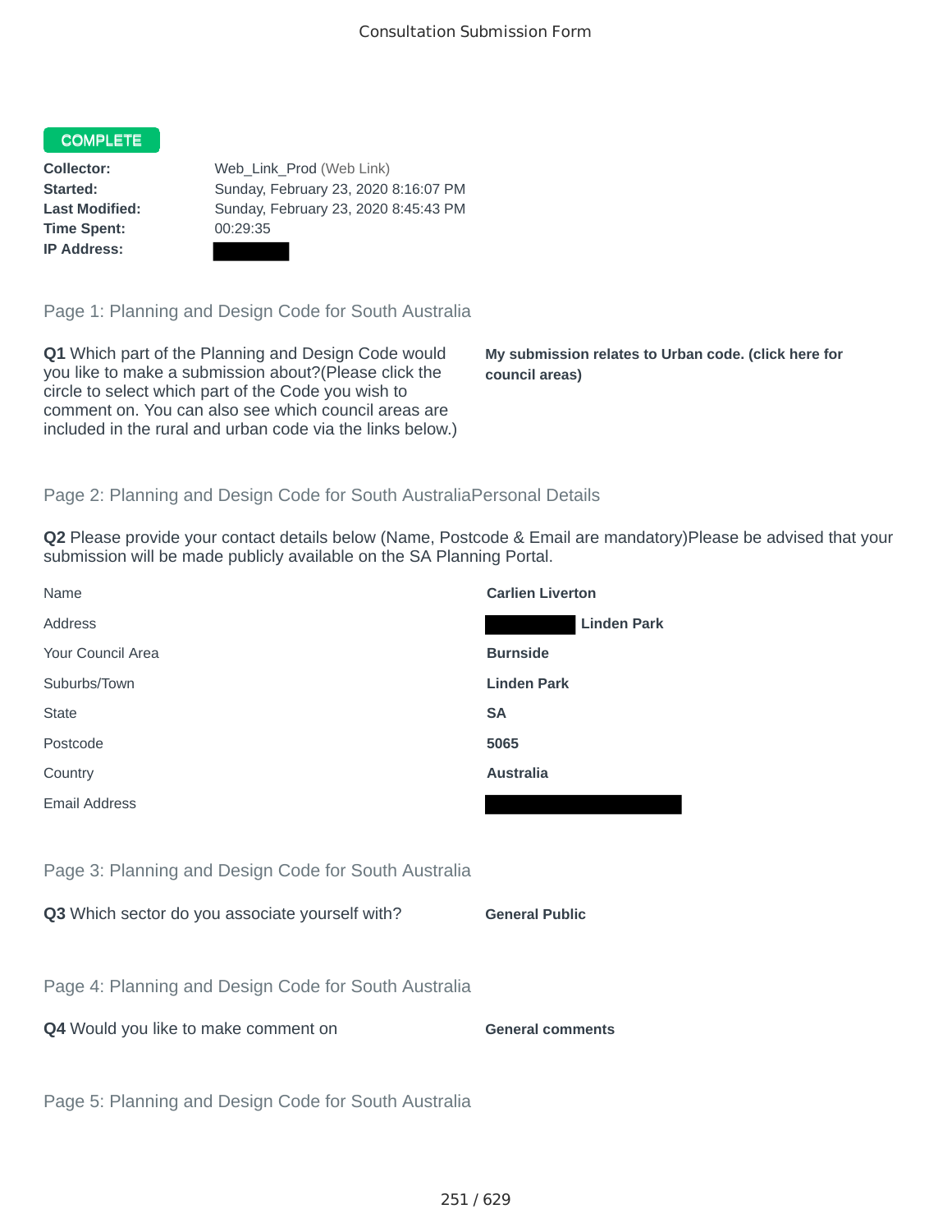# Consultation Submission Form

**COMPLETE**

**Collector:** Web_Link_Prod (Web Link)
**Started:** Sunday, February 23, 2020 8:16:07 PM
**Last Modified:** Sunday, February 23, 2020 8:45:43 PM
**Time Spent:** 00:29:35
**IP Address:**

## Page 1: Planning and Design Code for South Australia

**Q1** Which part of the Planning and Design Code would you like to make a submission about?(Please click the circle to select which part of the Code you wish to comment on. You can also see which council areas are included in the rural and urban code via the links below.)

**My submission relates to Urban code. (click here for council areas)**

## Page 2: Planning and Design Code for South AustraliaPersonal Details

**Q2** Please provide your contact details below (Name, Postcode & Email are mandatory)Please be advised that your submission will be made publicly available on the SA Planning Portal.

| | |
|---|---|
| Name | **Carlien Liverton** |
| Address | **Linden Park** |
| Your Council Area | **Burnside** |
| Suburbs/Town | **Linden Park** |
| State | **SA** |
| Postcode | **5065** |
| Country | **Australia** |
| Email Address | |

## Page 3: Planning and Design Code for South Australia

**Q3** Which sector do you associate yourself with?

**General Public**

## Page 4: Planning and Design Code for South Australia

**Q4** Would you like to make comment on

**General comments**

## Page 5: Planning and Design Code for South Australia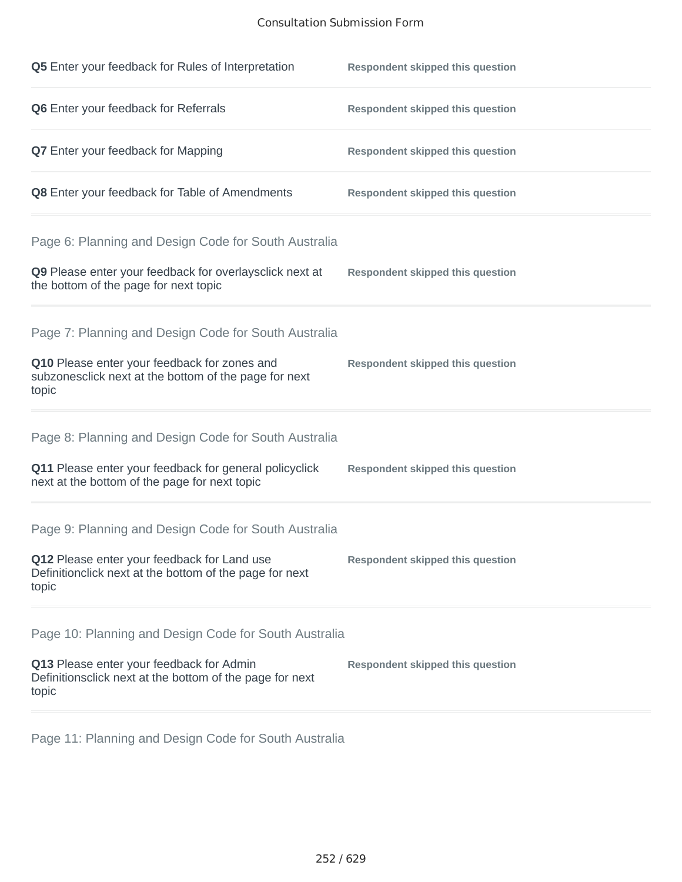**Q5** Enter your feedback for Rules of Interpretation — **Respondent skipped this question**

**Q6** Enter your feedback for Referrals — **Respondent skipped this question**

**Q7** Enter your feedback for Mapping — **Respondent skipped this question**

**Q8** Enter your feedback for Table of Amendments — **Respondent skipped this question**

## Page 6: Planning and Design Code for South Australia

**Q9** Please enter your feedback for overlaysclick next at the bottom of the page for next topic — **Respondent skipped this question**

## Page 7: Planning and Design Code for South Australia

**Q10** Please enter your feedback for zones and subzonesclick next at the bottom of the page for next topic — **Respondent skipped this question**

## Page 8: Planning and Design Code for South Australia

**Q11** Please enter your feedback for general policyclick next at the bottom of the page for next topic — **Respondent skipped this question**

## Page 9: Planning and Design Code for South Australia

**Q12** Please enter your feedback for Land use Definitionclick next at the bottom of the page for next topic — **Respondent skipped this question**

## Page 10: Planning and Design Code for South Australia

**Q13** Please enter your feedback for Admin Definitionsclick next at the bottom of the page for next topic — **Respondent skipped this question**

## Page 11: Planning and Design Code for South Australia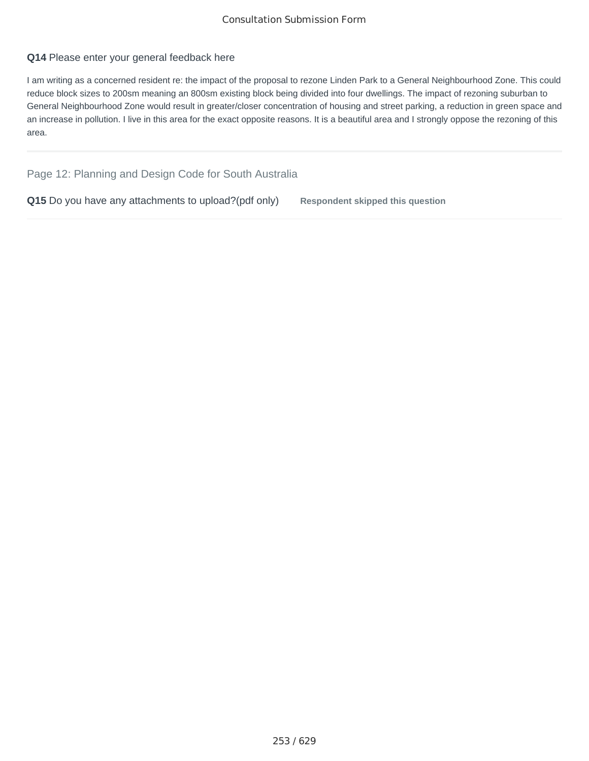**Q14** Please enter your general feedback here

I am writing as a concerned resident re: the impact of the proposal to rezone Linden Park to a General Neighbourhood Zone. This could reduce block sizes to 200sm meaning an 800sm existing block being divided into four dwellings. The impact of rezoning suburban to General Neighbourhood Zone would result in greater/closer concentration of housing and street parking, a reduction in green space and an increase in pollution. I live in this area for the exact opposite reasons. It is a beautiful area and I strongly oppose the rezoning of this area.

---

## Page 12: Planning and Design Code for South Australia

**Q15** Do you have any attachments to upload?(pdf only) **Respondent skipped this question**